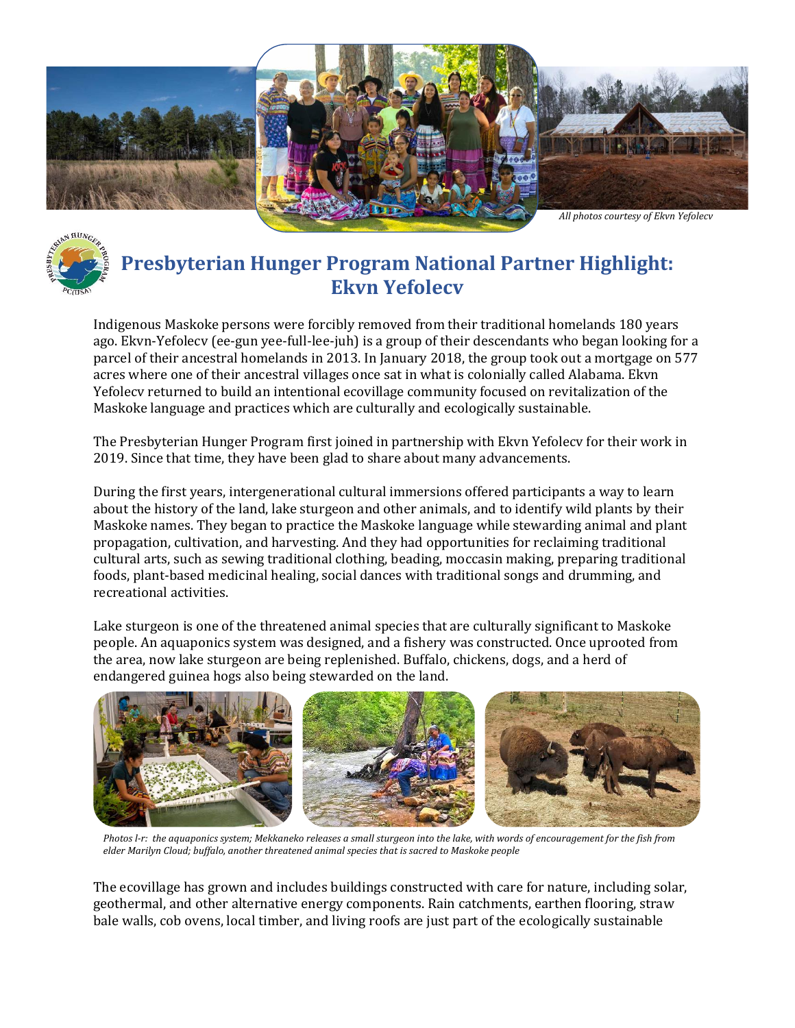*All photos courtesy of Ekvn Yefolecv*

# Presbyterian Hunger Program National Partner Highlight: Ekvn Yefolecv

Indigenous Maskoke persons were forcibly removed from their traditional homelands 180 years ago. Ekvn-Yefolecv (ee-gun yee-full-lee-juh) is a group of their descendants who began looking for a parcel of their ancestral homelands in 2013. In January 2018, the group took out a mortgage on 577 acres where one of their ancestral villages once sat in what is colonially called Alabama. Ekvn Yefolecv returned to build an intentional ecovillage community focused on revitalization of the Maskoke language and practices which are culturally and ecologically sustainable.

The Presbyterian Hunger Program first joined in partnership with Ekvn Yefolecv for their work in 2019. Since that time, they have been glad to share about many advancements.

During the first years, intergenerational cultural immersions offered participants a way to learn about the history of the land, lake sturgeon and other animals, and to identify wild plants by their Maskoke names. They began to practice the Maskoke language while stewarding animal and plant propagation, cultivation, and harvesting. And they had opportunities for reclaiming traditional cultural arts, such as sewing traditional clothing, beading, moccasin making, preparing traditional foods, plant-based medicinal healing, social dances with traditional songs and drumming, and recreational activities.

Lake sturgeon is one of the threatened animal species that are culturally significant to Maskoke people. An aquaponics system was designed, and a fishery was constructed. Once uprooted from the area, now lake sturgeon are being replenished. Buffalo, chickens, dogs, and a herd of endangered guinea hogs also being stewarded on the land.

*Photos l-r: the aquaponics system; Mekkaneko releases a small sturgeon into the lake, with words of encouragement for the fish from elder Marilyn Cloud; buffalo, another threatened animal species that is sacred to Maskoke people*

The ecovillage has grown and includes buildings constructed with care for nature, including solar, geothermal, and other alternative energy components. Rain catchments, earthen flooring, straw bale walls, cob ovens, local timber, and living roofs are just part of the ecologically sustainable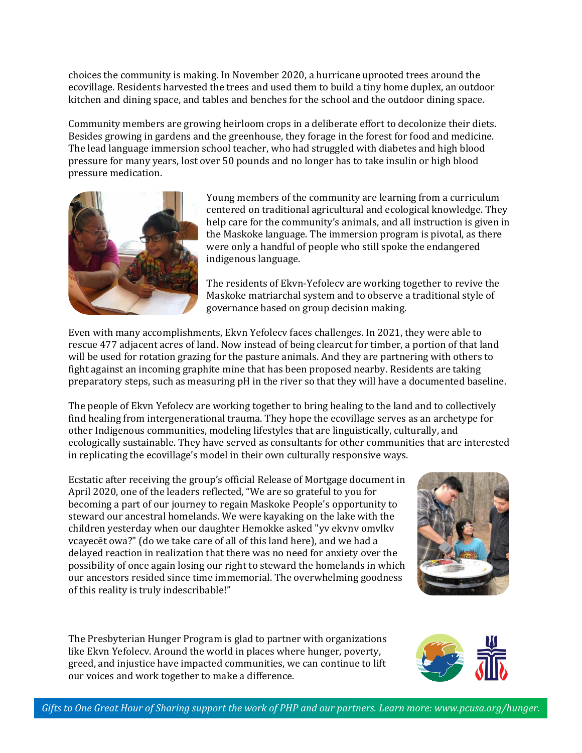choices the community is making. In November 2020, a hurricane uprooted trees around the ecovillage. Residents harvested the trees and used them to build a tiny home duplex, an outdoor kitchen and dining space, and tables and benches for the school and the outdoor dining space.

Community members are growing heirloom crops in a deliberate effort to decolonize their diets. Besides growing in gardens and the greenhouse, they forage in the forest for food and medicine. The lead language immersion school teacher, who had struggled with diabetes and high blood pressure for many years, lost over 50 pounds and no longer has to take insulin or high blood pressure medication.

Young members of the community are learning from a curriculum centered on traditional agricultural and ecological knowledge. They help care for the community's animals, and all instruction is given in the Maskoke language. The immersion program is pivotal, as there were only a handful of people who still spoke the endangered indigenous language.

The residents of Ekvn-Yefolecv are working together to revive the Maskoke matriarchal system and to observe a traditional style of governance based on group decision making.

Even with many accomplishments, Ekvn Yefolecv faces challenges. In 2021, they were able to rescue 477 adjacent acres of land. Now instead of being clearcut for timber, a portion of that land will be used for rotation grazing for the pasture animals. And they are partnering with others to fight against an incoming graphite mine that has been proposed nearby. Residents are taking preparatory steps, such as measuring pH in the river so that they will have a documented baseline.

The people of Ekvn Yefolecv are working together to bring healing to the land and to collectively find healing from intergenerational trauma. They hope the ecovillage serves as an archetype for other Indigenous communities, modeling lifestyles that are linguistically, culturally, and ecologically sustainable. They have served as consultants for other communities that are interested in replicating the ecovillage's model in their own culturally responsive ways.

Ecstatic after receiving the group's official Release of Mortgage document in April 2020, one of the leaders reflected, "We are so grateful to you for becoming a part of our journey to regain Maskoke People's opportunity to steward our ancestral homelands. We were kayaking on the lake with the children yesterday when our daughter Hemokke asked "yv ekvnv omvlkv vcayecēt owa?" (do we take care of all of this land here), and we had a delayed reaction in realization that there was no need for anxiety over the possibility of once again losing our right to steward the homelands in which our ancestors resided since time immemorial. The overwhelming goodness of this reality is truly indescribable!"

The Presbyterian Hunger Program is glad to partner with organizations like Ekvn Yefolecv. Around the world in places where hunger, poverty, greed, and injustice have impacted communities, we can continue to lift our voices and work together to make a difference.

*Gifts to One Great Hour of Sharing support the work of PHP and our partners. Learn more: www.pcusa.org/hunger.*